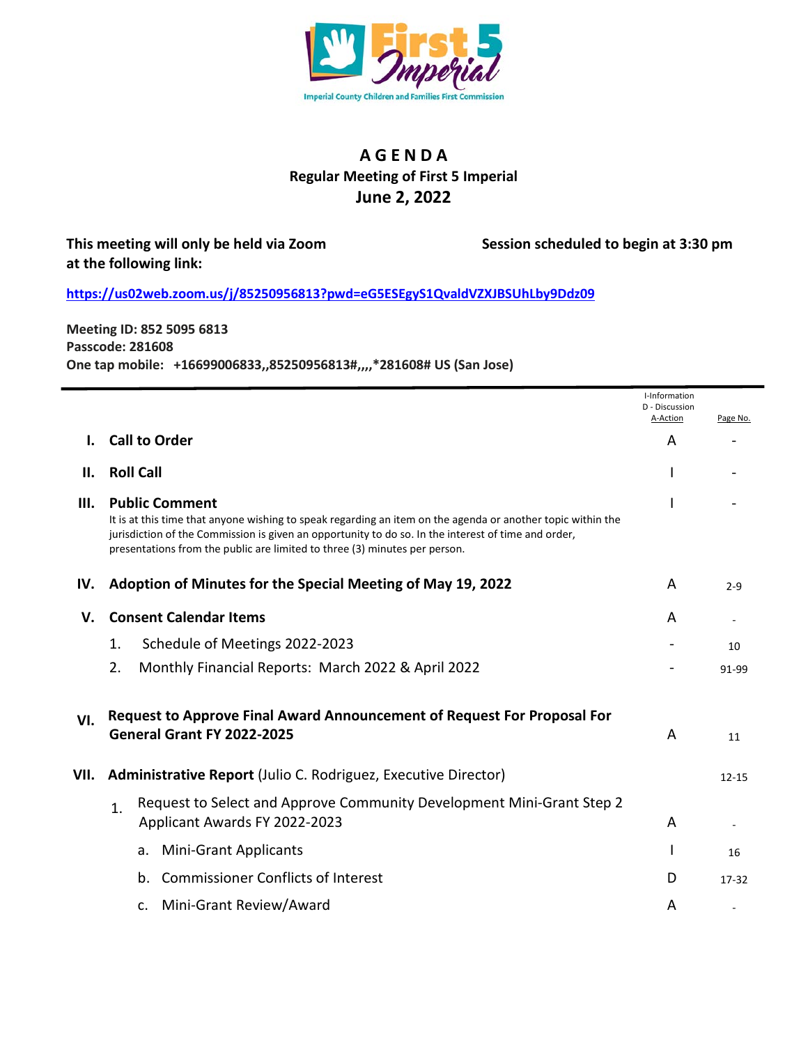Imperial County Children and Families First Commission

# AGENDA

## Regular Meeting of First 5 Imperial

## June 2, 2022

**This meeting will only be held via Zoom at the following link:**

**Session scheduled to begin at 3:30 pm**

**https://us02web.zoom.us/j/85250956813?pwd=eG5ESEgyS1QvaldVZXJBSUhLby9Ddz09**

**Meeting ID: 852 5095 6813**
**Passcode: 281608**
**One tap mobile: +16699006833,,85250956813#,,,,*281608# US (San Jose)**

| | | I-Information<br>D - Discussion<br>A-Action | Page No. |
|---|---|---|---|
| **I.** | **Call to Order** | A | - |
| **II.** | **Roll Call** | I | - |
| **III.** | **Public Comment**<br>It is at this time that anyone wishing to speak regarding an item on the agenda or another topic within the jurisdiction of the Commission is given an opportunity to do so. In the interest of time and order, presentations from the public are limited to three (3) minutes per person. | I | - |
| **IV.** | **Adoption of Minutes for the Special Meeting of May 19, 2022** | A | 2-9 |
| **V.** | **Consent Calendar Items** | A | - |
| | 1. Schedule of Meetings 2022-2023 | - | 10 |
| | 2. Monthly Financial Reports: March 2022 & April 2022 | - | 91-99 |
| **VI.** | **Request to Approve Final Award Announcement of Request For Proposal For General Grant FY 2022-2025** | A | 11 |
| **VII.** | **Administrative Report** (Julio C. Rodriguez, Executive Director) | | 12-15 |
| | 1. Request to Select and Approve Community Development Mini-Grant Step 2 Applicant Awards FY 2022-2023 | A | - |
| | a. Mini-Grant Applicants | I | 16 |
| | b. Commissioner Conflicts of Interest | D | 17-32 |
| | c. Mini-Grant Review/Award | A | - |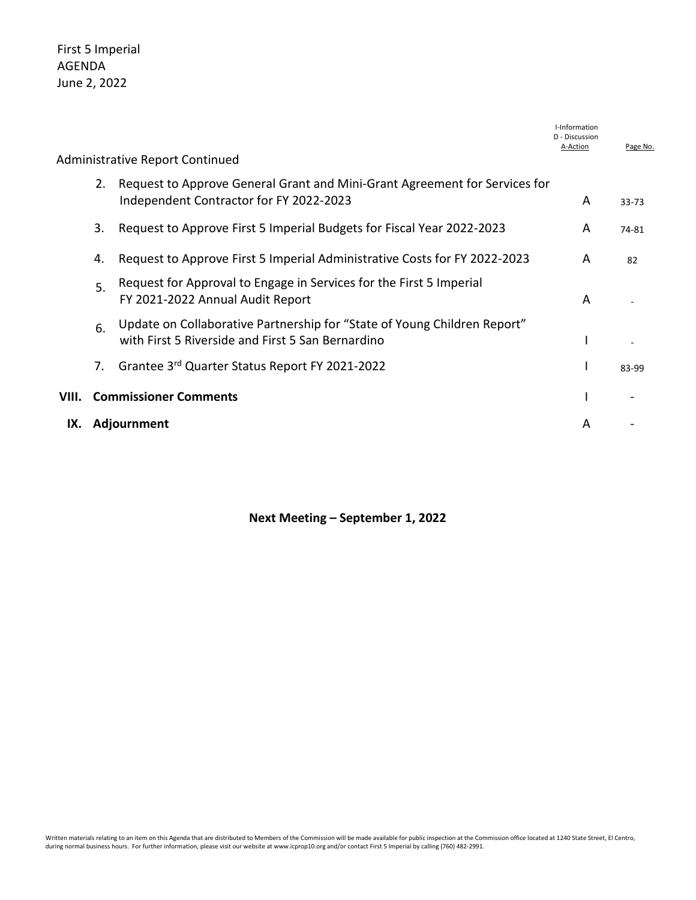First 5 Imperial
AGENDA
June 2, 2022

| | | I-Information D - Discussion A-Action | Page No. |
|---|---|---|---|
| Administrative Report Continued | | | |
| 2. | Request to Approve General Grant and Mini-Grant Agreement for Services for Independent Contractor for FY 2022-2023 | A | 33-73 |
| 3. | Request to Approve First 5 Imperial Budgets for Fiscal Year 2022-2023 | A | 74-81 |
| 4. | Request to Approve First 5 Imperial Administrative Costs for FY 2022-2023 | A | 82 |
| 5. | Request for Approval to Engage in Services for the First 5 Imperial FY 2021-2022 Annual Audit Report | A | - |
| 6. | Update on Collaborative Partnership for "State of Young Children Report" with First 5 Riverside and First 5 San Bernardino | I | - |
| 7. | Grantee 3rd Quarter Status Report FY 2021-2022 | I | 83-99 |
| **VIII.** | **Commissioner Comments** | I | - |
| **IX.** | **Adjournment** | A | - |

**Next Meeting – September 1, 2022**

Written materials relating to an item on this Agenda that are distributed to Members of the Commission will be made available for public inspection at the Commission office located at 1240 State Street, El Centro, during normal business hours. For further information, please visit our website at www.icprop10.org and/or contact First 5 Imperial by calling (760) 482-2991.